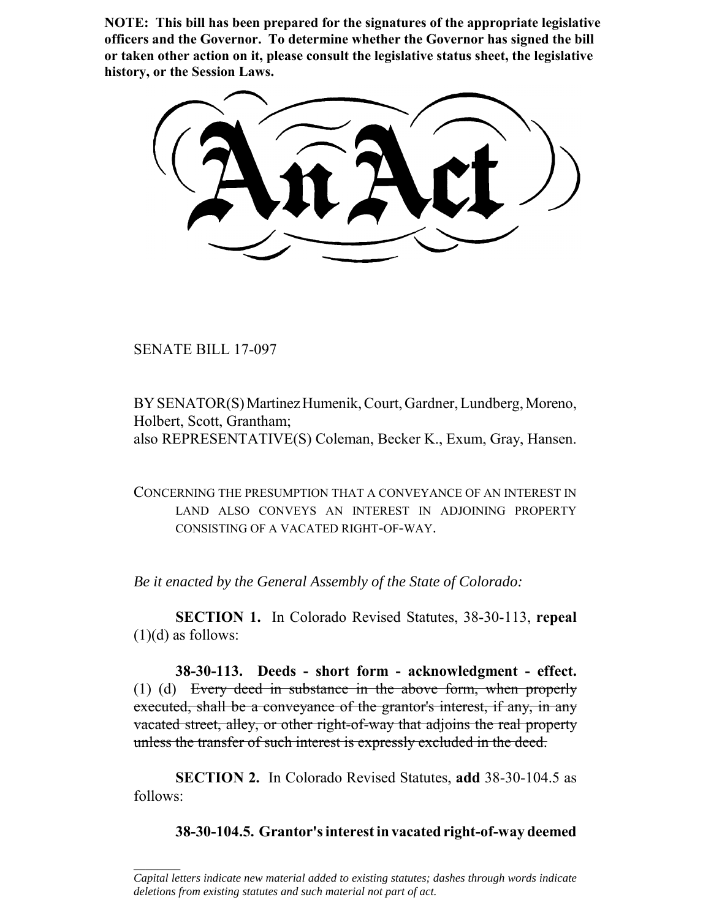**NOTE: This bill has been prepared for the signatures of the appropriate legislative officers and the Governor. To determine whether the Governor has signed the bill or taken other action on it, please consult the legislative status sheet, the legislative history, or the Session Laws.**

# An Act

SENATE BILL 17-097

BY SENATOR(S) Martinez Humenik, Court, Gardner, Lundberg, Moreno, Holbert, Scott, Grantham;
also REPRESENTATIVE(S) Coleman, Becker K., Exum, Gray, Hansen.

CONCERNING THE PRESUMPTION THAT A CONVEYANCE OF AN INTEREST IN LAND ALSO CONVEYS AN INTEREST IN ADJOINING PROPERTY CONSISTING OF A VACATED RIGHT-OF-WAY.

*Be it enacted by the General Assembly of the State of Colorado:*

**SECTION 1.** In Colorado Revised Statutes, 38-30-113, **repeal** (1)(d) as follows:

**38-30-113. Deeds - short form - acknowledgment - effect.** (1) (d) ~~Every deed in substance in the above form, when properly executed, shall be a conveyance of the grantor's interest, if any, in any vacated street, alley, or other right-of-way that adjoins the real property unless the transfer of such interest is expressly excluded in the deed.~~

**SECTION 2.** In Colorado Revised Statutes, **add** 38-30-104.5 as follows:

**38-30-104.5. Grantor's interest in vacated right-of-way deemed**

---

*Capital letters indicate new material added to existing statutes; dashes through words indicate deletions from existing statutes and such material not part of act.*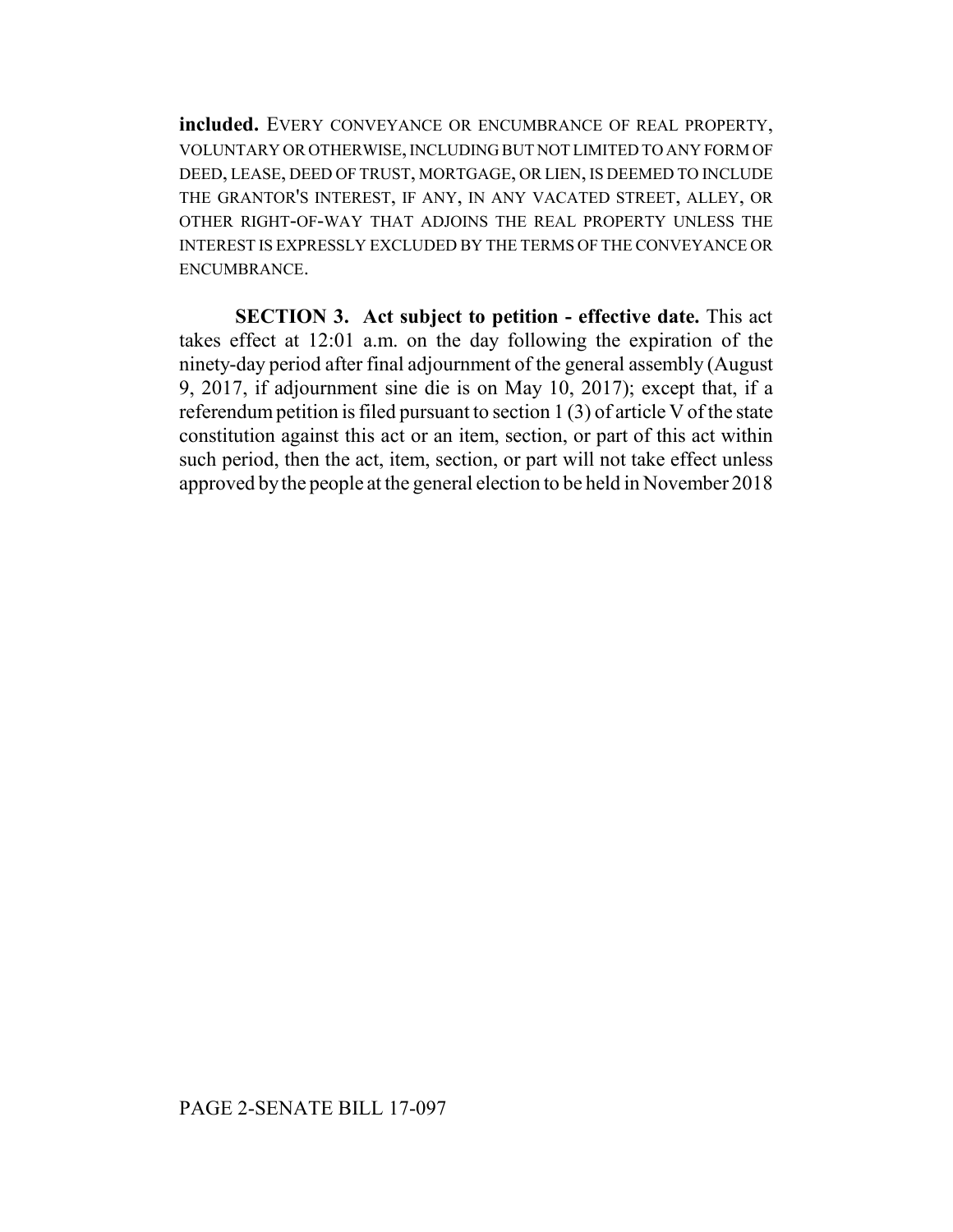**included.** EVERY CONVEYANCE OR ENCUMBRANCE OF REAL PROPERTY, VOLUNTARY OR OTHERWISE, INCLUDING BUT NOT LIMITED TO ANY FORM OF DEED, LEASE, DEED OF TRUST, MORTGAGE, OR LIEN, IS DEEMED TO INCLUDE THE GRANTOR'S INTEREST, IF ANY, IN ANY VACATED STREET, ALLEY, OR OTHER RIGHT-OF-WAY THAT ADJOINS THE REAL PROPERTY UNLESS THE INTEREST IS EXPRESSLY EXCLUDED BY THE TERMS OF THE CONVEYANCE OR ENCUMBRANCE.

**SECTION 3. Act subject to petition - effective date.** This act takes effect at 12:01 a.m. on the day following the expiration of the ninety-day period after final adjournment of the general assembly (August 9, 2017, if adjournment sine die is on May 10, 2017); except that, if a referendum petition is filed pursuant to section 1 (3) of article V of the state constitution against this act or an item, section, or part of this act within such period, then the act, item, section, or part will not take effect unless approved by the people at the general election to be held in November 2018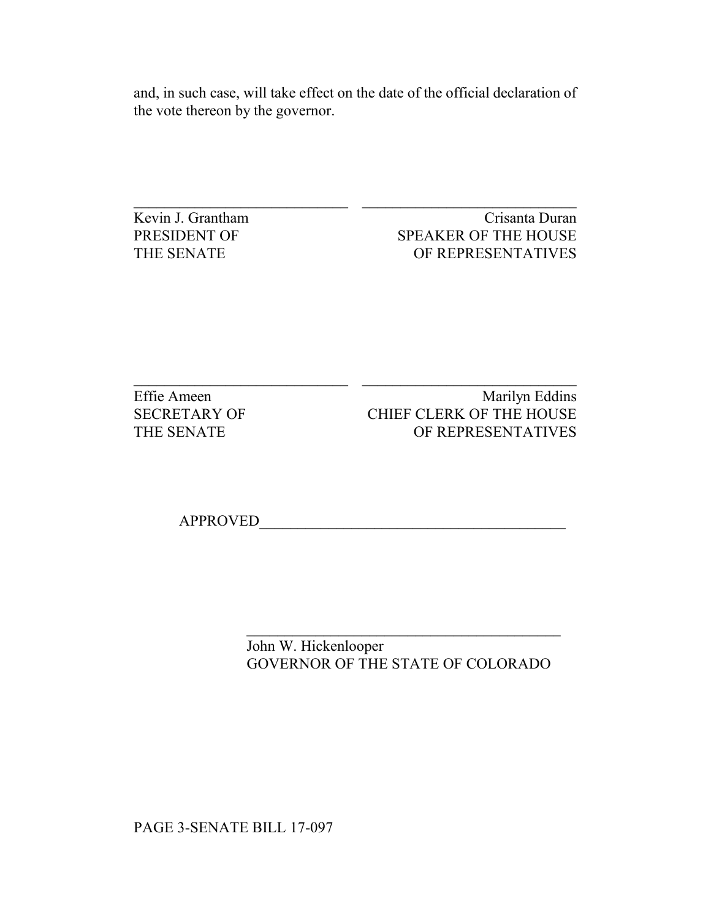and, in such case, will take effect on the date of the official declaration of the vote thereon by the governor.

\_\_\_\_\_\_\_\_\_\_\_\_\_\_\_\_\_\_\_\_\_\_\_\_\_\_\_\_
Kevin J. Grantham
PRESIDENT OF
THE SENATE

\_\_\_\_\_\_\_\_\_\_\_\_\_\_\_\_\_\_\_\_\_\_\_\_\_\_\_\_
Crisanta Duran
SPEAKER OF THE HOUSE
OF REPRESENTATIVES

\_\_\_\_\_\_\_\_\_\_\_\_\_\_\_\_\_\_\_\_\_\_\_\_\_\_\_\_
Effie Ameen
SECRETARY OF
THE SENATE

\_\_\_\_\_\_\_\_\_\_\_\_\_\_\_\_\_\_\_\_\_\_\_\_\_\_\_\_
Marilyn Eddins
CHIEF CLERK OF THE HOUSE
OF REPRESENTATIVES

APPROVED\_\_\_\_\_\_\_\_\_\_\_\_\_\_\_\_\_\_\_\_\_\_\_\_\_\_\_\_\_\_\_\_\_\_\_\_\_\_\_\_

\_\_\_\_\_\_\_\_\_\_\_\_\_\_\_\_\_\_\_\_\_\_\_\_\_\_\_\_\_\_\_\_\_\_\_\_\_\_\_\_
John W. Hickenlooper
GOVERNOR OF THE STATE OF COLORADO

PAGE 3-SENATE BILL 17-097